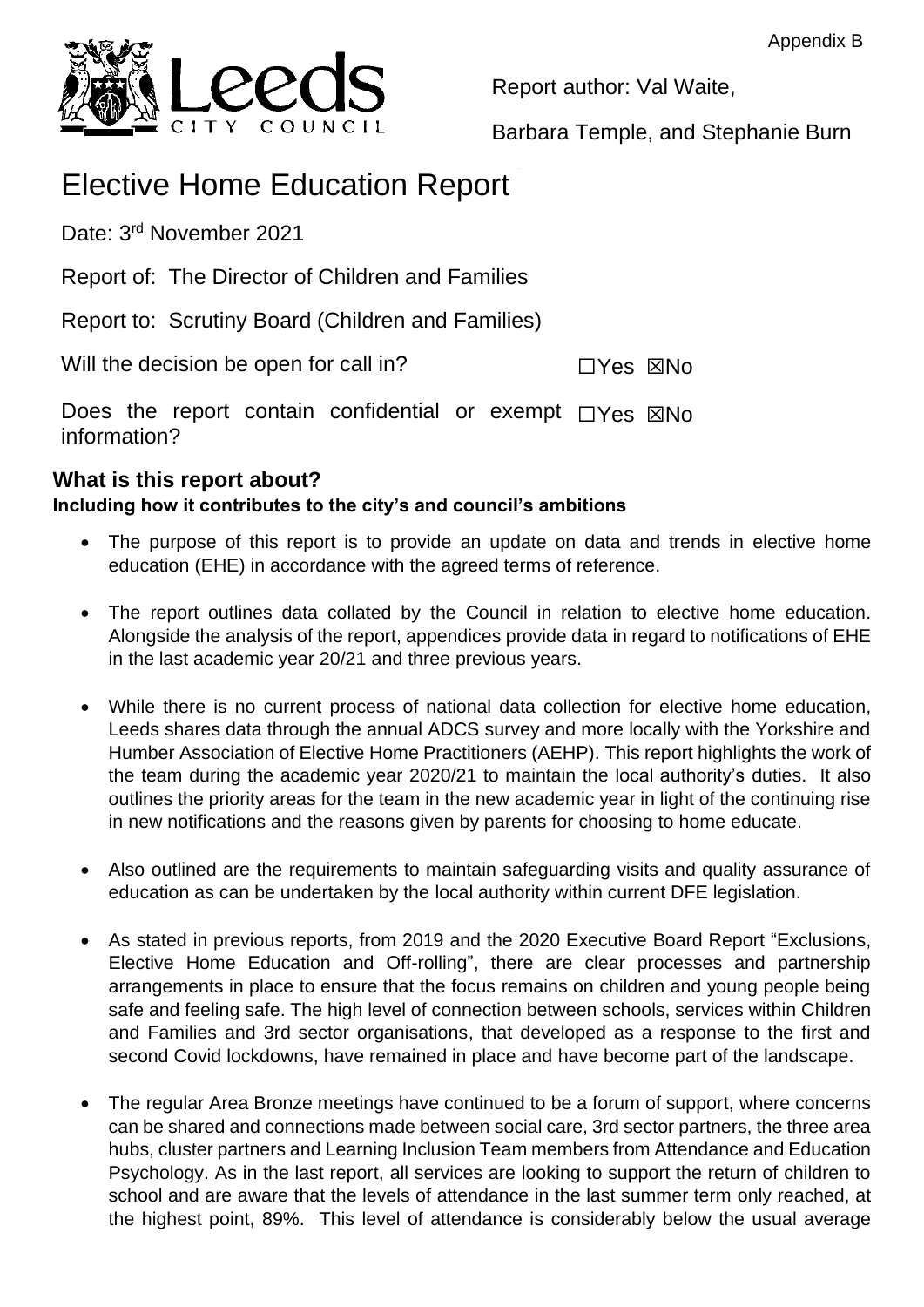Appendix B

Report author: Val Waite,

Barbara Temple, and Stephanie Burn

# Elective Home Education Report

Date: 3rd November 2021

Report of: The Director of Children and Families

Report to: Scrutiny Board (Children and Families)

Will the decision be open for call in? ☐Yes ☒No

Does the report contain confidential or exempt information? ☐Yes ☒No

## What is this report about?

**Including how it contributes to the city's and council's ambitions**

- The purpose of this report is to provide an update on data and trends in elective home education (EHE) in accordance with the agreed terms of reference.
- The report outlines data collated by the Council in relation to elective home education. Alongside the analysis of the report, appendices provide data in regard to notifications of EHE in the last academic year 20/21 and three previous years.
- While there is no current process of national data collection for elective home education, Leeds shares data through the annual ADCS survey and more locally with the Yorkshire and Humber Association of Elective Home Practitioners (AEHP). This report highlights the work of the team during the academic year 2020/21 to maintain the local authority's duties. It also outlines the priority areas for the team in the new academic year in light of the continuing rise in new notifications and the reasons given by parents for choosing to home educate.
- Also outlined are the requirements to maintain safeguarding visits and quality assurance of education as can be undertaken by the local authority within current DFE legislation.
- As stated in previous reports, from 2019 and the 2020 Executive Board Report "Exclusions, Elective Home Education and Off-rolling", there are clear processes and partnership arrangements in place to ensure that the focus remains on children and young people being safe and feeling safe. The high level of connection between schools, services within Children and Families and 3rd sector organisations, that developed as a response to the first and second Covid lockdowns, have remained in place and have become part of the landscape.
- The regular Area Bronze meetings have continued to be a forum of support, where concerns can be shared and connections made between social care, 3rd sector partners, the three area hubs, cluster partners and Learning Inclusion Team members from Attendance and Education Psychology. As in the last report, all services are looking to support the return of children to school and are aware that the levels of attendance in the last summer term only reached, at the highest point, 89%. This level of attendance is considerably below the usual average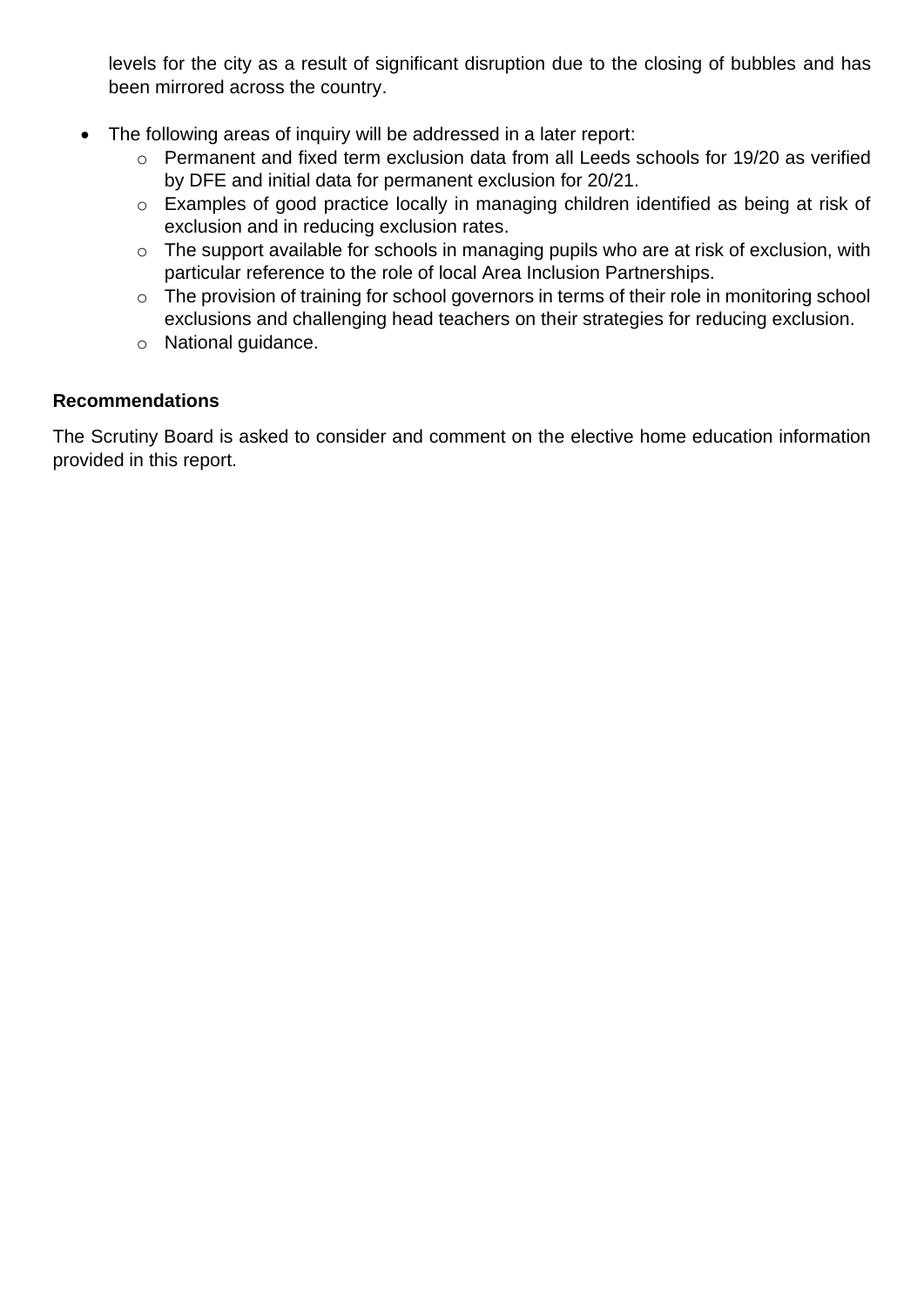levels for the city as a result of significant disruption due to the closing of bubbles and has been mirrored across the country.

- The following areas of inquiry will be addressed in a later report:
  - Permanent and fixed term exclusion data from all Leeds schools for 19/20 as verified by DFE and initial data for permanent exclusion for 20/21.
  - Examples of good practice locally in managing children identified as being at risk of exclusion and in reducing exclusion rates.
  - The support available for schools in managing pupils who are at risk of exclusion, with particular reference to the role of local Area Inclusion Partnerships.
  - The provision of training for school governors in terms of their role in monitoring school exclusions and challenging head teachers on their strategies for reducing exclusion.
  - National guidance.

**Recommendations**

The Scrutiny Board is asked to consider and comment on the elective home education information provided in this report.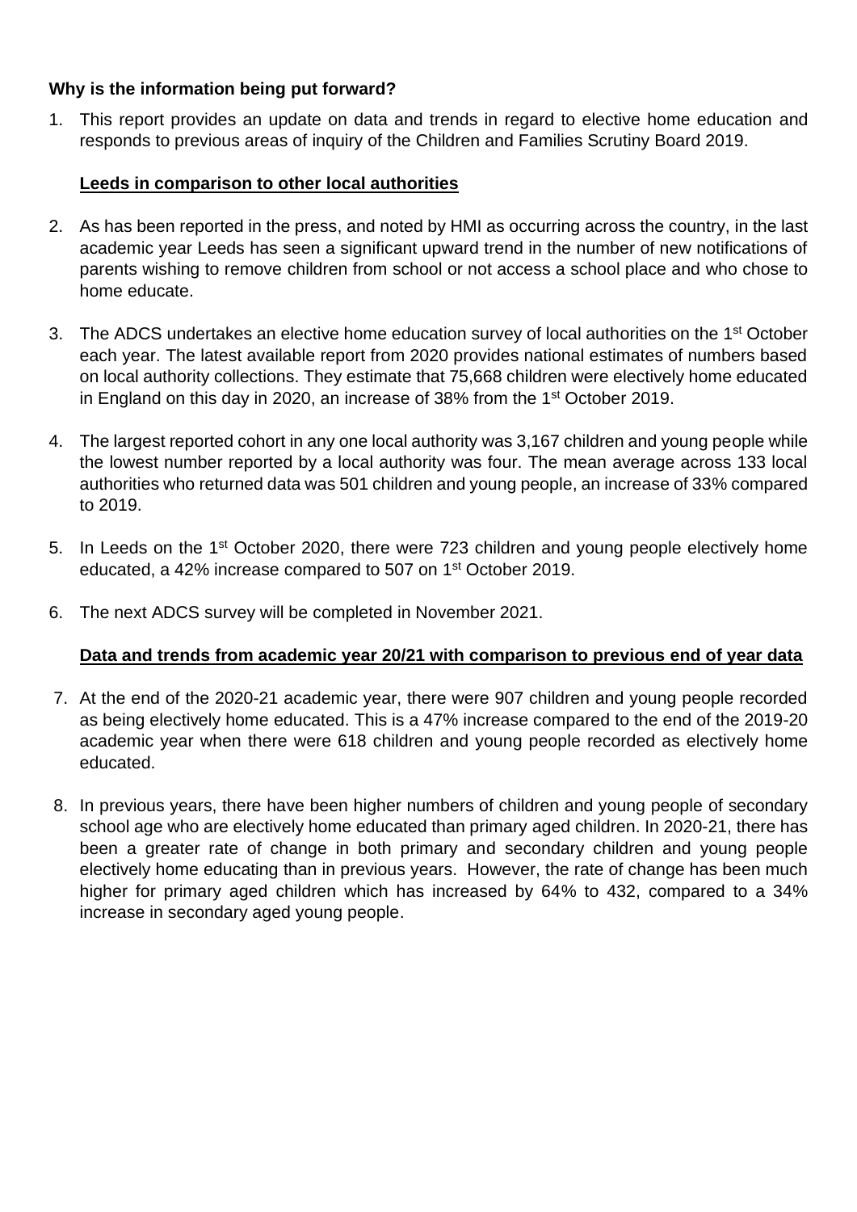**Why is the information being put forward?**

1. This report provides an update on data and trends in regard to elective home education and responds to previous areas of inquiry of the Children and Families Scrutiny Board 2019.

**Leeds in comparison to other local authorities**

2. As has been reported in the press, and noted by HMI as occurring across the country, in the last academic year Leeds has seen a significant upward trend in the number of new notifications of parents wishing to remove children from school or not access a school place and who chose to home educate.

3. The ADCS undertakes an elective home education survey of local authorities on the 1st October each year. The latest available report from 2020 provides national estimates of numbers based on local authority collections. They estimate that 75,668 children were electively home educated in England on this day in 2020, an increase of 38% from the 1st October 2019.

4. The largest reported cohort in any one local authority was 3,167 children and young people while the lowest number reported by a local authority was four. The mean average across 133 local authorities who returned data was 501 children and young people, an increase of 33% compared to 2019.

5. In Leeds on the 1st October 2020, there were 723 children and young people electively home educated, a 42% increase compared to 507 on 1st October 2019.

6. The next ADCS survey will be completed in November 2021.

**Data and trends from academic year 20/21 with comparison to previous end of year data**

7. At the end of the 2020-21 academic year, there were 907 children and young people recorded as being electively home educated. This is a 47% increase compared to the end of the 2019-20 academic year when there were 618 children and young people recorded as electively home educated.

8. In previous years, there have been higher numbers of children and young people of secondary school age who are electively home educated than primary aged children. In 2020-21, there has been a greater rate of change in both primary and secondary children and young people electively home educating than in previous years. However, the rate of change has been much higher for primary aged children which has increased by 64% to 432, compared to a 34% increase in secondary aged young people.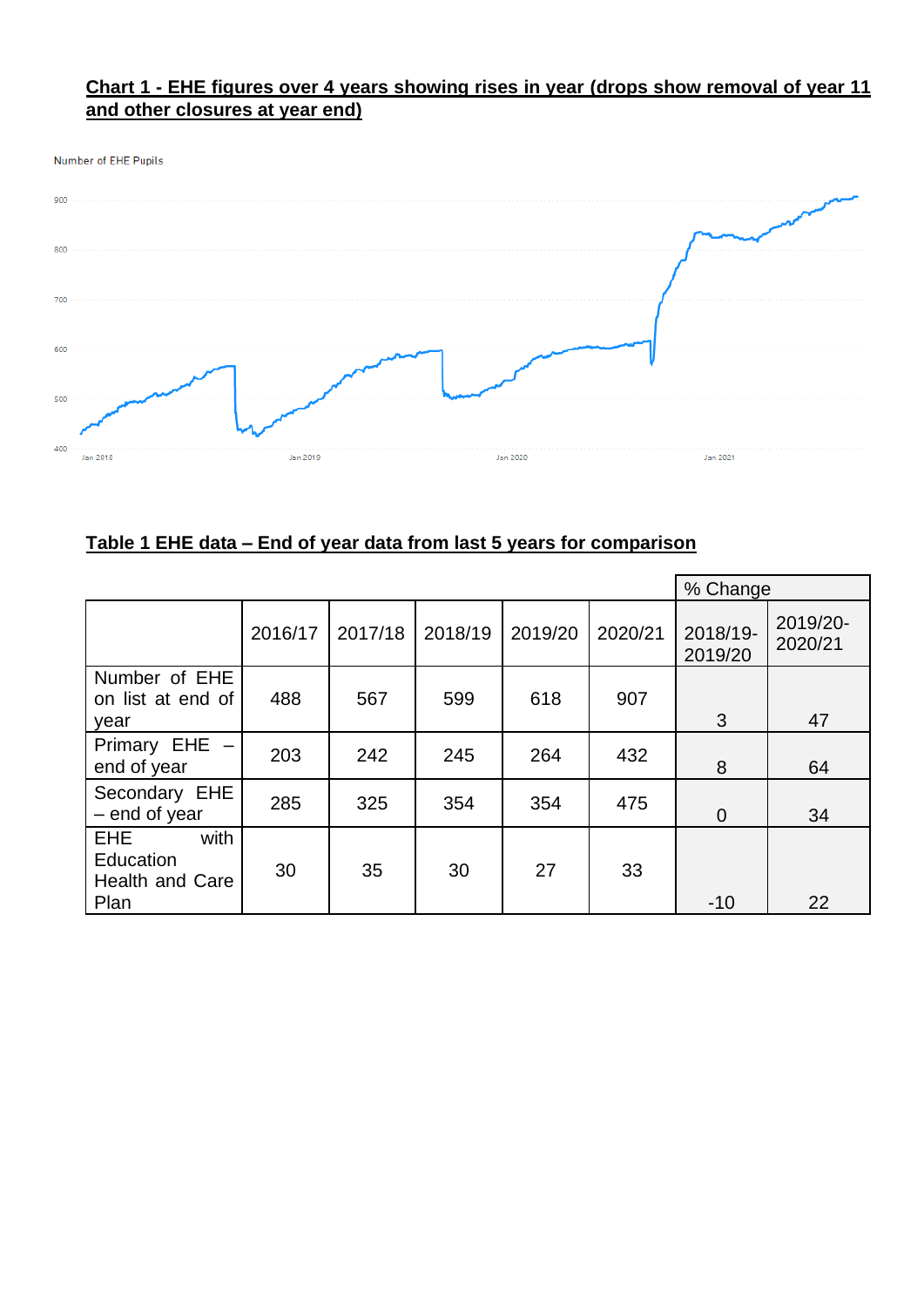**Chart 1 - EHE figures over 4 years showing rises in year (drops show removal of year 11 and other closures at year end)**

Number of EHE Pupils

900

800

700

600

500

400

Jan 2018 Jan 2019 Jan 2020 Jan 2021

**Table 1 EHE data – End of year data from last 5 years for comparison**

| | 2016/17 | 2017/18 | 2018/19 | 2019/20 | 2020/21 | % Change 2018/19-2019/20 | % Change 2019/20-2020/21 |
|---|---|---|---|---|---|---|---|
| Number of EHE on list at end of year | 488 | 567 | 599 | 618 | 907 | 3 | 47 |
| Primary EHE – end of year | 203 | 242 | 245 | 264 | 432 | 8 | 64 |
| Secondary EHE – end of year | 285 | 325 | 354 | 354 | 475 | 0 | 34 |
| EHE with Education Health and Care Plan | 30 | 35 | 30 | 27 | 33 | -10 | 22 |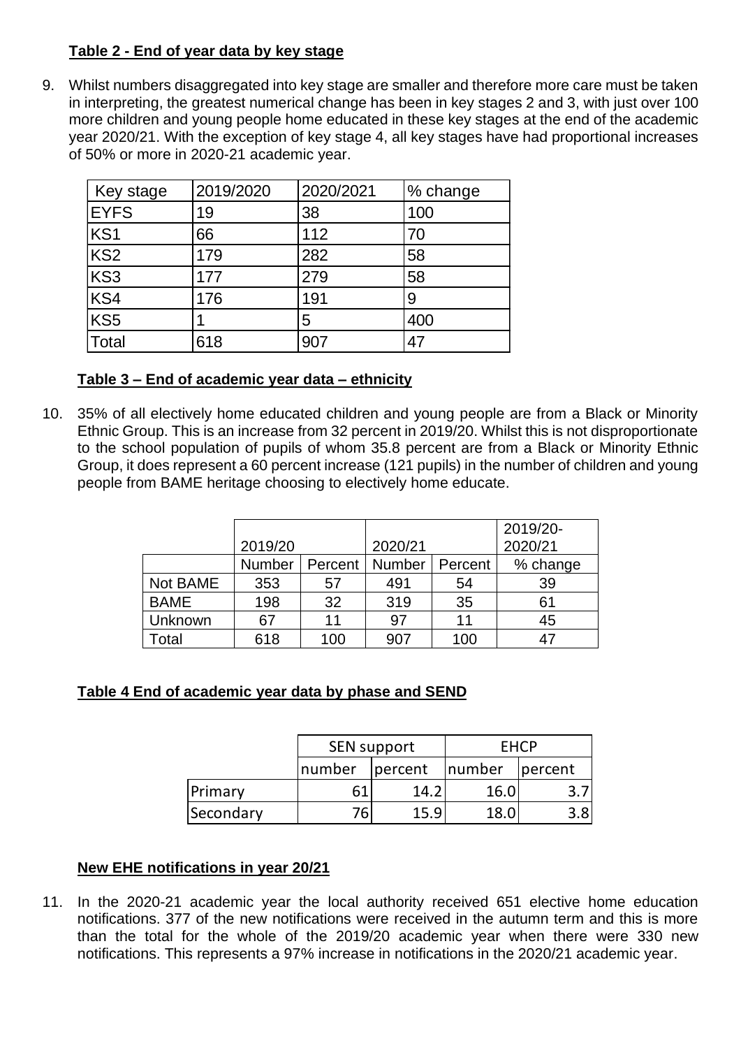### Table 2 - End of year data by key stage

9. Whilst numbers disaggregated into key stage are smaller and therefore more care must be taken in interpreting, the greatest numerical change has been in key stages 2 and 3, with just over 100 more children and young people home educated in these key stages at the end of the academic year 2020/21. With the exception of key stage 4, all key stages have had proportional increases of 50% or more in 2020-21 academic year.

| Key stage | 2019/2020 | 2020/2021 | % change |
|---|---|---|---|
| EYFS | 19 | 38 | 100 |
| KS1 | 66 | 112 | 70 |
| KS2 | 179 | 282 | 58 |
| KS3 | 177 | 279 | 58 |
| KS4 | 176 | 191 | 9 |
| KS5 | 1 | 5 | 400 |
| Total | 618 | 907 | 47 |

### Table 3 – End of academic year data – ethnicity

10. 35% of all electively home educated children and young people are from a Black or Minority Ethnic Group. This is an increase from 32 percent in 2019/20. Whilst this is not disproportionate to the school population of pupils of whom 35.8 percent are from a Black or Minority Ethnic Group, it does represent a 60 percent increase (121 pupils) in the number of children and young people from BAME heritage choosing to electively home educate.

| | 2019/20 | | 2020/21 | | 2019/20-2020/21 |
|---|---|---|---|---|---|
| | Number | Percent | Number | Percent | % change |
| Not BAME | 353 | 57 | 491 | 54 | 39 |
| BAME | 198 | 32 | 319 | 35 | 61 |
| Unknown | 67 | 11 | 97 | 11 | 45 |
| Total | 618 | 100 | 907 | 100 | 47 |

### Table 4 End of academic year data by phase and SEND

| | SEN support | | EHCP | |
|---|---|---|---|---|
| | number | percent | number | percent |
| Primary | 61 | 14.2 | 16.0 | 3.7 |
| Secondary | 76 | 15.9 | 18.0 | 3.8 |

### New EHE notifications in year 20/21

11. In the 2020-21 academic year the local authority received 651 elective home education notifications. 377 of the new notifications were received in the autumn term and this is more than the total for the whole of the 2019/20 academic year when there were 330 new notifications. This represents a 97% increase in notifications in the 2020/21 academic year.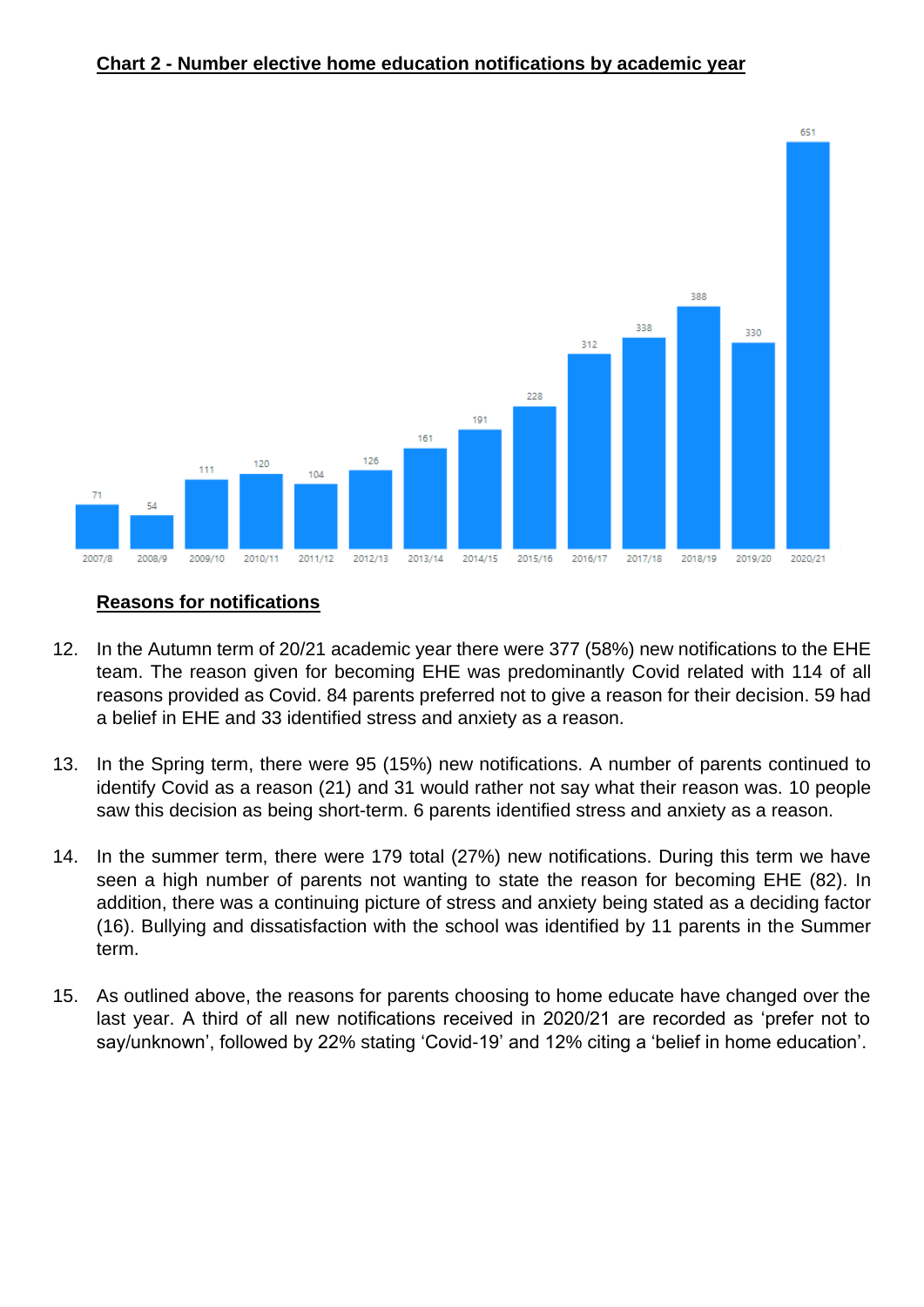**Chart 2 - Number elective home education notifications by academic year**

| Academic year | Notifications |
|---|---|
| 2007/8 | 71 |
| 2008/9 | 54 |
| 2009/10 | 111 |
| 2010/11 | 120 |
| 2011/12 | 104 |
| 2012/13 | 126 |
| 2013/14 | 161 |
| 2014/15 | 191 |
| 2015/16 | 228 |
| 2016/17 | 312 |
| 2017/18 | 338 |
| 2018/19 | 388 |
| 2019/20 | 330 |
| 2020/21 | 651 |

**Reasons for notifications**

12. In the Autumn term of 20/21 academic year there were 377 (58%) new notifications to the EHE team. The reason given for becoming EHE was predominantly Covid related with 114 of all reasons provided as Covid. 84 parents preferred not to give a reason for their decision. 59 had a belief in EHE and 33 identified stress and anxiety as a reason.

13. In the Spring term, there were 95 (15%) new notifications. A number of parents continued to identify Covid as a reason (21) and 31 would rather not say what their reason was. 10 people saw this decision as being short-term. 6 parents identified stress and anxiety as a reason.

14. In the summer term, there were 179 total (27%) new notifications. During this term we have seen a high number of parents not wanting to state the reason for becoming EHE (82). In addition, there was a continuing picture of stress and anxiety being stated as a deciding factor (16). Bullying and dissatisfaction with the school was identified by 11 parents in the Summer term.

15. As outlined above, the reasons for parents choosing to home educate have changed over the last year. A third of all new notifications received in 2020/21 are recorded as 'prefer not to say/unknown', followed by 22% stating 'Covid-19' and 12% citing a 'belief in home education'.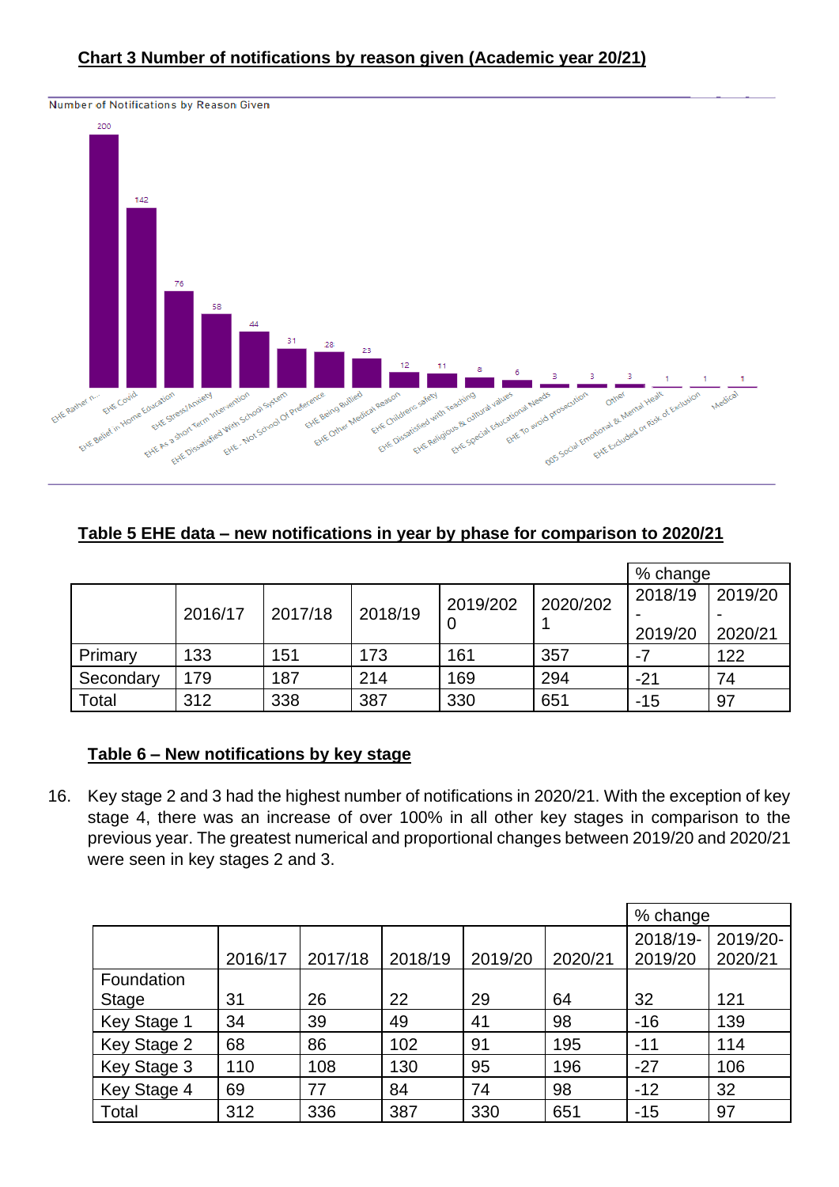## Chart 3 Number of notifications by reason given (Academic year 20/21)

Number of Notifications by Reason Given

| Reason | Number |
|---|---|
| EHE Rather n... | 200 |
| EHE Covid | 142 |
| EHE Belief in Home Education | 76 |
| EHE Stress/Anxiety | 58 |
| EHE As a short Term Intervention | 44 |
| EHE Dissatisfied With School System | 31 |
| EHE - Not School Of Preference | 28 |
| EHE Being Bullied | 23 |
| EHE Other Medical Reason | 12 |
| EHE Childrens safety | 11 |
| EHE Dissatisfied with Teaching | 8 |
| EHE Religious & cultural values | 6 |
| EHE Special Educational Needs | 3 |
| EHE To avoid prosecution | 3 |
| Other | 3 |
| 005 Social Emotional & Mental Healt | 1 |
| EHE Excluded or Risk of Exclusion | 1 |
| Medical | 1 |

## Table 5 EHE data – new notifications in year by phase for comparison to 2020/21

| | | | | | | % change | |
|---|---|---|---|---|---|---|---|
| | 2016/17 | 2017/18 | 2018/19 | 2019/2020 | 2020/2021 | 2018/19 - 2019/20 | 2019/20 - 2020/21 |
| Primary | 133 | 151 | 173 | 161 | 357 | -7 | 122 |
| Secondary | 179 | 187 | 214 | 169 | 294 | -21 | 74 |
| Total | 312 | 338 | 387 | 330 | 651 | -15 | 97 |

## Table 6 – New notifications by key stage

16. Key stage 2 and 3 had the highest number of notifications in 2020/21. With the exception of key stage 4, there was an increase of over 100% in all other key stages in comparison to the previous year. The greatest numerical and proportional changes between 2019/20 and 2020/21 were seen in key stages 2 and 3.

| | | | | | | % change | |
|---|---|---|---|---|---|---|---|
| | 2016/17 | 2017/18 | 2018/19 | 2019/20 | 2020/21 | 2018/19-2019/20 | 2019/20-2020/21 |
| Foundation Stage | 31 | 26 | 22 | 29 | 64 | 32 | 121 |
| Key Stage 1 | 34 | 39 | 49 | 41 | 98 | -16 | 139 |
| Key Stage 2 | 68 | 86 | 102 | 91 | 195 | -11 | 114 |
| Key Stage 3 | 110 | 108 | 130 | 95 | 196 | -27 | 106 |
| Key Stage 4 | 69 | 77 | 84 | 74 | 98 | -12 | 32 |
| Total | 312 | 336 | 387 | 330 | 651 | -15 | 97 |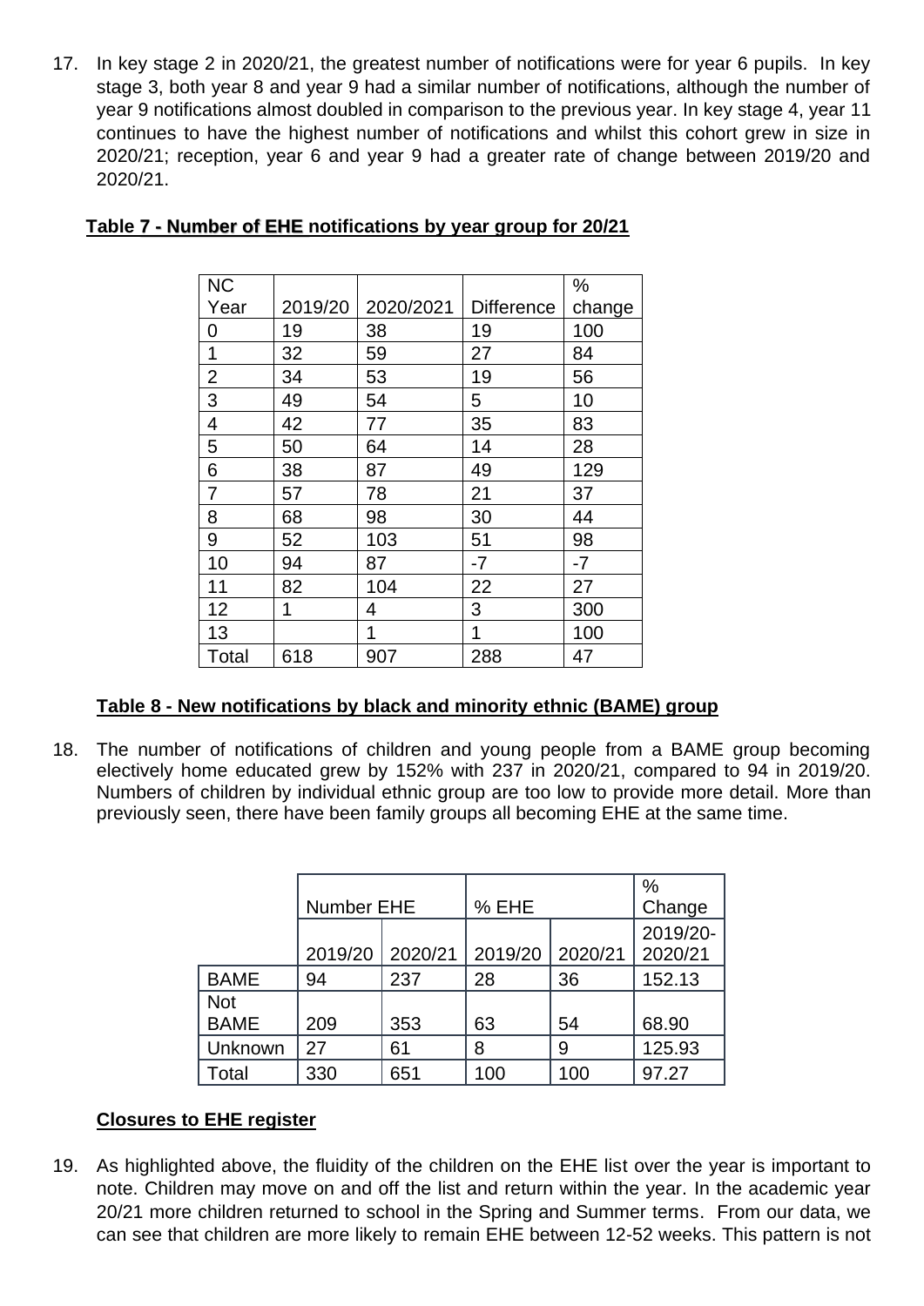17. In key stage 2 in 2020/21, the greatest number of notifications were for year 6 pupils. In key stage 3, both year 8 and year 9 had a similar number of notifications, although the number of year 9 notifications almost doubled in comparison to the previous year. In key stage 4, year 11 continues to have the highest number of notifications and whilst this cohort grew in size in 2020/21; reception, year 6 and year 9 had a greater rate of change between 2019/20 and 2020/21.

**Table 7 - Number of EHE notifications by year group for 20/21**

| NC Year | 2019/20 | 2020/2021 | Difference | % change |
|---|---|---|---|---|
| 0 | 19 | 38 | 19 | 100 |
| 1 | 32 | 59 | 27 | 84 |
| 2 | 34 | 53 | 19 | 56 |
| 3 | 49 | 54 | 5 | 10 |
| 4 | 42 | 77 | 35 | 83 |
| 5 | 50 | 64 | 14 | 28 |
| 6 | 38 | 87 | 49 | 129 |
| 7 | 57 | 78 | 21 | 37 |
| 8 | 68 | 98 | 30 | 44 |
| 9 | 52 | 103 | 51 | 98 |
| 10 | 94 | 87 | -7 | -7 |
| 11 | 82 | 104 | 22 | 27 |
| 12 | 1 | 4 | 3 | 300 |
| 13 | | 1 | 1 | 100 |
| Total | 618 | 907 | 288 | 47 |

**Table 8 - New notifications by black and minority ethnic (BAME) group**

18. The number of notifications of children and young people from a BAME group becoming electively home educated grew by 152% with 237 in 2020/21, compared to 94 in 2019/20. Numbers of children by individual ethnic group are too low to provide more detail. More than previously seen, there have been family groups all becoming EHE at the same time.

| | Number EHE | | % EHE | | % Change |
|---|---|---|---|---|---|
| | 2019/20 | 2020/21 | 2019/20 | 2020/21 | 2019/20-2020/21 |
| BAME | 94 | 237 | 28 | 36 | 152.13 |
| Not BAME | 209 | 353 | 63 | 54 | 68.90 |
| Unknown | 27 | 61 | 8 | 9 | 125.93 |
| Total | 330 | 651 | 100 | 100 | 97.27 |

**Closures to EHE register**

19. As highlighted above, the fluidity of the children on the EHE list over the year is important to note. Children may move on and off the list and return within the year. In the academic year 20/21 more children returned to school in the Spring and Summer terms. From our data, we can see that children are more likely to remain EHE between 12-52 weeks. This pattern is not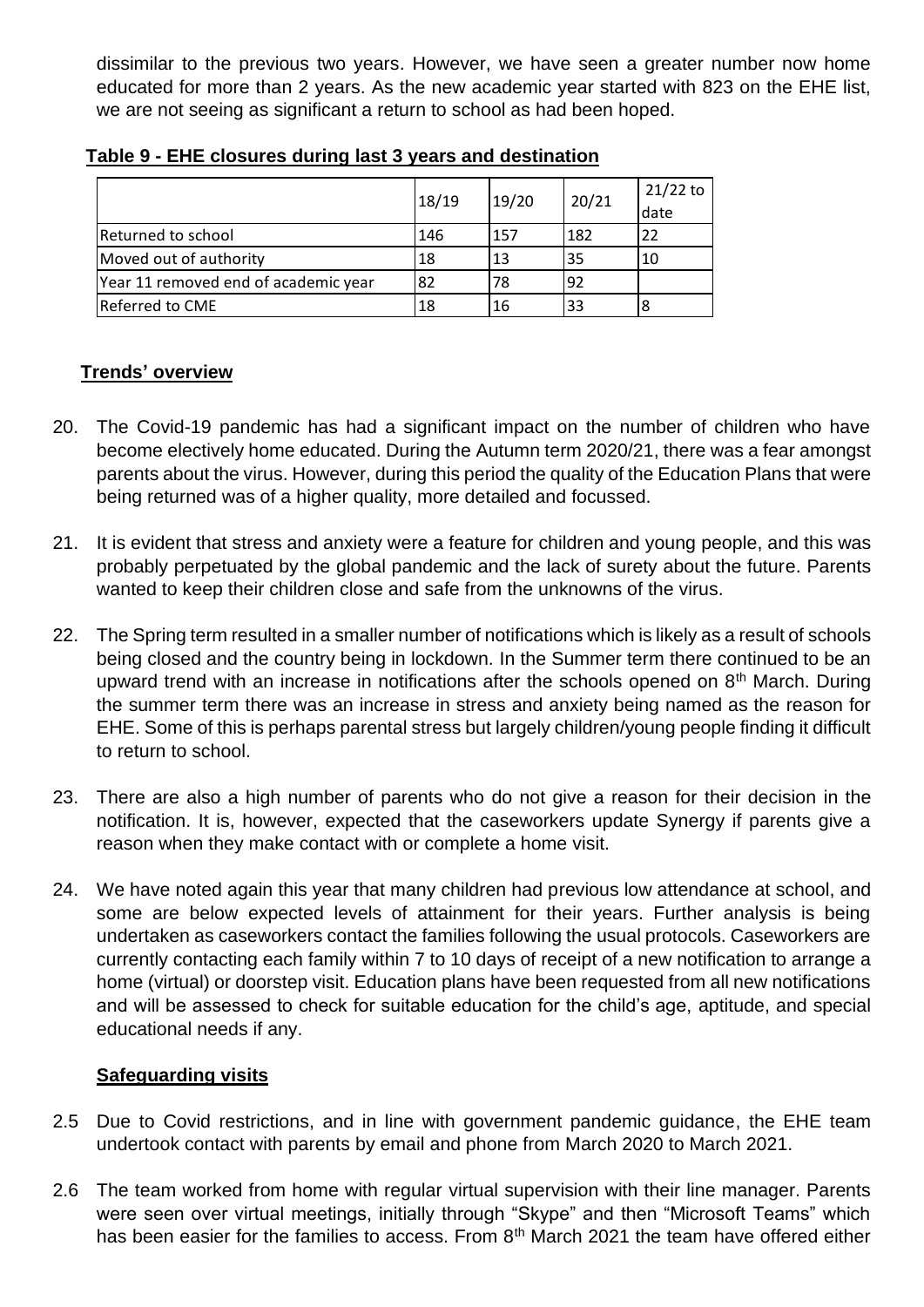dissimilar to the previous two years. However, we have seen a greater number now home educated for more than 2 years. As the new academic year started with 823 on the EHE list, we are not seeing as significant a return to school as had been hoped.

**Table 9 - EHE closures during last 3 years and destination**

| | 18/19 | 19/20 | 20/21 | 21/22 to date |
|---|---|---|---|---|
| Returned to school | 146 | 157 | 182 | 22 |
| Moved out of authority | 18 | 13 | 35 | 10 |
| Year 11 removed end of academic year | 82 | 78 | 92 | |
| Referred to CME | 18 | 16 | 33 | 8 |

## Trends' overview

20. The Covid-19 pandemic has had a significant impact on the number of children who have become electively home educated. During the Autumn term 2020/21, there was a fear amongst parents about the virus. However, during this period the quality of the Education Plans that were being returned was of a higher quality, more detailed and focussed.

21. It is evident that stress and anxiety were a feature for children and young people, and this was probably perpetuated by the global pandemic and the lack of surety about the future. Parents wanted to keep their children close and safe from the unknowns of the virus.

22. The Spring term resulted in a smaller number of notifications which is likely as a result of schools being closed and the country being in lockdown. In the Summer term there continued to be an upward trend with an increase in notifications after the schools opened on 8th March. During the summer term there was an increase in stress and anxiety being named as the reason for EHE. Some of this is perhaps parental stress but largely children/young people finding it difficult to return to school.

23. There are also a high number of parents who do not give a reason for their decision in the notification. It is, however, expected that the caseworkers update Synergy if parents give a reason when they make contact with or complete a home visit.

24. We have noted again this year that many children had previous low attendance at school, and some are below expected levels of attainment for their years. Further analysis is being undertaken as caseworkers contact the families following the usual protocols. Caseworkers are currently contacting each family within 7 to 10 days of receipt of a new notification to arrange a home (virtual) or doorstep visit. Education plans have been requested from all new notifications and will be assessed to check for suitable education for the child's age, aptitude, and special educational needs if any.

## Safeguarding visits

2.5 Due to Covid restrictions, and in line with government pandemic guidance, the EHE team undertook contact with parents by email and phone from March 2020 to March 2021.

2.6 The team worked from home with regular virtual supervision with their line manager. Parents were seen over virtual meetings, initially through "Skype" and then "Microsoft Teams" which has been easier for the families to access. From 8th March 2021 the team have offered either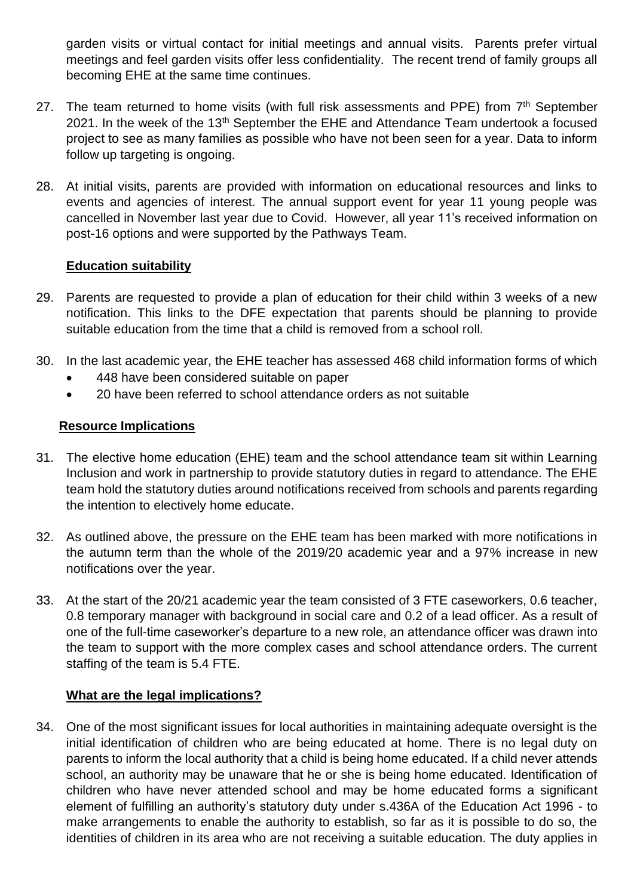garden visits or virtual contact for initial meetings and annual visits. Parents prefer virtual meetings and feel garden visits offer less confidentiality. The recent trend of family groups all becoming EHE at the same time continues.

27. The team returned to home visits (with full risk assessments and PPE) from 7th September 2021. In the week of the 13th September the EHE and Attendance Team undertook a focused project to see as many families as possible who have not been seen for a year. Data to inform follow up targeting is ongoing.

28. At initial visits, parents are provided with information on educational resources and links to events and agencies of interest. The annual support event for year 11 young people was cancelled in November last year due to Covid. However, all year 11's received information on post-16 options and were supported by the Pathways Team.

**Education suitability**

29. Parents are requested to provide a plan of education for their child within 3 weeks of a new notification. This links to the DFE expectation that parents should be planning to provide suitable education from the time that a child is removed from a school roll.

30. In the last academic year, the EHE teacher has assessed 468 child information forms of which
    - 448 have been considered suitable on paper
    - 20 have been referred to school attendance orders as not suitable

**Resource Implications**

31. The elective home education (EHE) team and the school attendance team sit within Learning Inclusion and work in partnership to provide statutory duties in regard to attendance. The EHE team hold the statutory duties around notifications received from schools and parents regarding the intention to electively home educate.

32. As outlined above, the pressure on the EHE team has been marked with more notifications in the autumn term than the whole of the 2019/20 academic year and a 97% increase in new notifications over the year.

33. At the start of the 20/21 academic year the team consisted of 3 FTE caseworkers, 0.6 teacher, 0.8 temporary manager with background in social care and 0.2 of a lead officer. As a result of one of the full-time caseworker's departure to a new role, an attendance officer was drawn into the team to support with the more complex cases and school attendance orders. The current staffing of the team is 5.4 FTE.

**What are the legal implications?**

34. One of the most significant issues for local authorities in maintaining adequate oversight is the initial identification of children who are being educated at home. There is no legal duty on parents to inform the local authority that a child is being home educated. If a child never attends school, an authority may be unaware that he or she is being home educated. Identification of children who have never attended school and may be home educated forms a significant element of fulfilling an authority's statutory duty under s.436A of the Education Act 1996 - to make arrangements to enable the authority to establish, so far as it is possible to do so, the identities of children in its area who are not receiving a suitable education. The duty applies in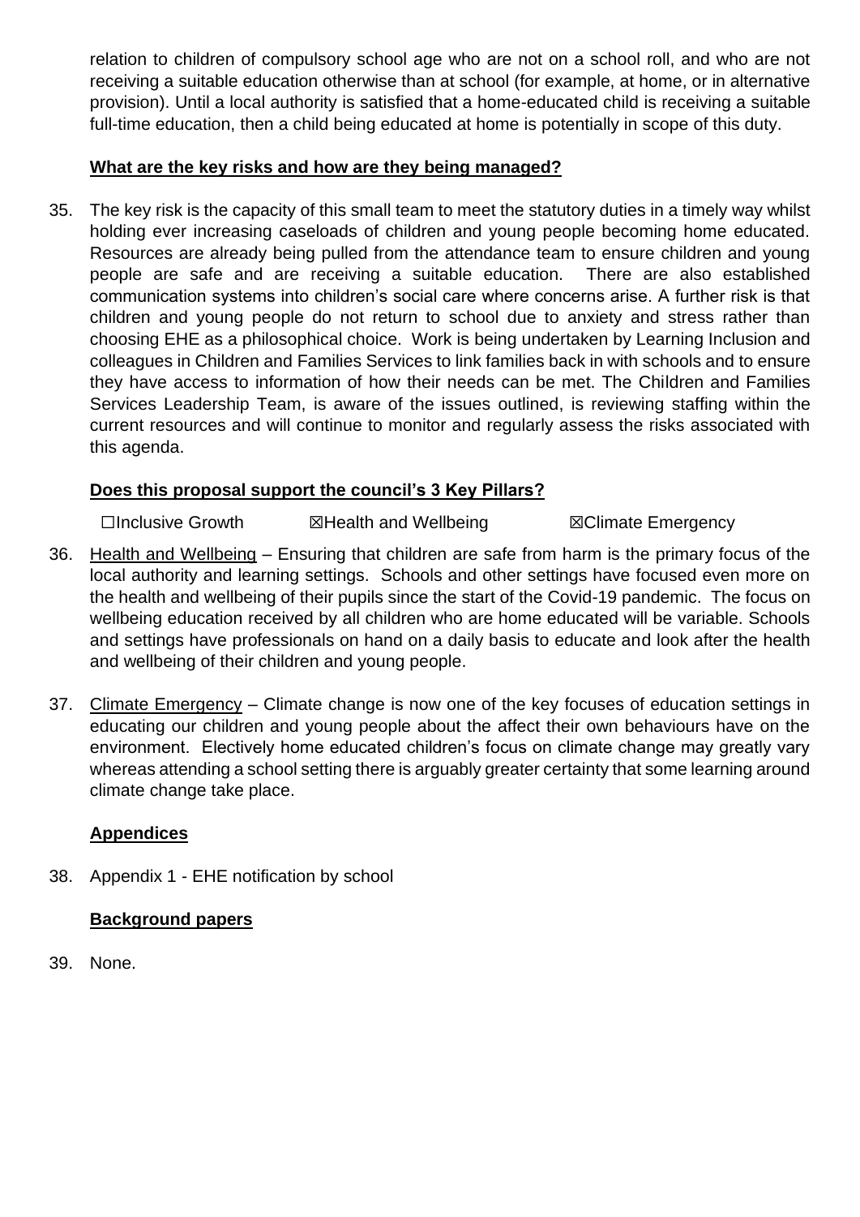relation to children of compulsory school age who are not on a school roll, and who are not receiving a suitable education otherwise than at school (for example, at home, or in alternative provision). Until a local authority is satisfied that a home-educated child is receiving a suitable full-time education, then a child being educated at home is potentially in scope of this duty.

**What are the key risks and how are they being managed?**

35. The key risk is the capacity of this small team to meet the statutory duties in a timely way whilst holding ever increasing caseloads of children and young people becoming home educated. Resources are already being pulled from the attendance team to ensure children and young people are safe and are receiving a suitable education. There are also established communication systems into children's social care where concerns arise. A further risk is that children and young people do not return to school due to anxiety and stress rather than choosing EHE as a philosophical choice. Work is being undertaken by Learning Inclusion and colleagues in Children and Families Services to link families back in with schools and to ensure they have access to information of how their needs can be met. The Children and Families Services Leadership Team, is aware of the issues outlined, is reviewing staffing within the current resources and will continue to monitor and regularly assess the risks associated with this agenda.

**Does this proposal support the council's 3 Key Pillars?**

☐Inclusive Growth ☒Health and Wellbeing ☒Climate Emergency

36. Health and Wellbeing – Ensuring that children are safe from harm is the primary focus of the local authority and learning settings. Schools and other settings have focused even more on the health and wellbeing of their pupils since the start of the Covid-19 pandemic. The focus on wellbeing education received by all children who are home educated will be variable. Schools and settings have professionals on hand on a daily basis to educate and look after the health and wellbeing of their children and young people.

37. Climate Emergency – Climate change is now one of the key focuses of education settings in educating our children and young people about the affect their own behaviours have on the environment. Electively home educated children's focus on climate change may greatly vary whereas attending a school setting there is arguably greater certainty that some learning around climate change take place.

**Appendices**

38. Appendix 1 - EHE notification by school

**Background papers**

39. None.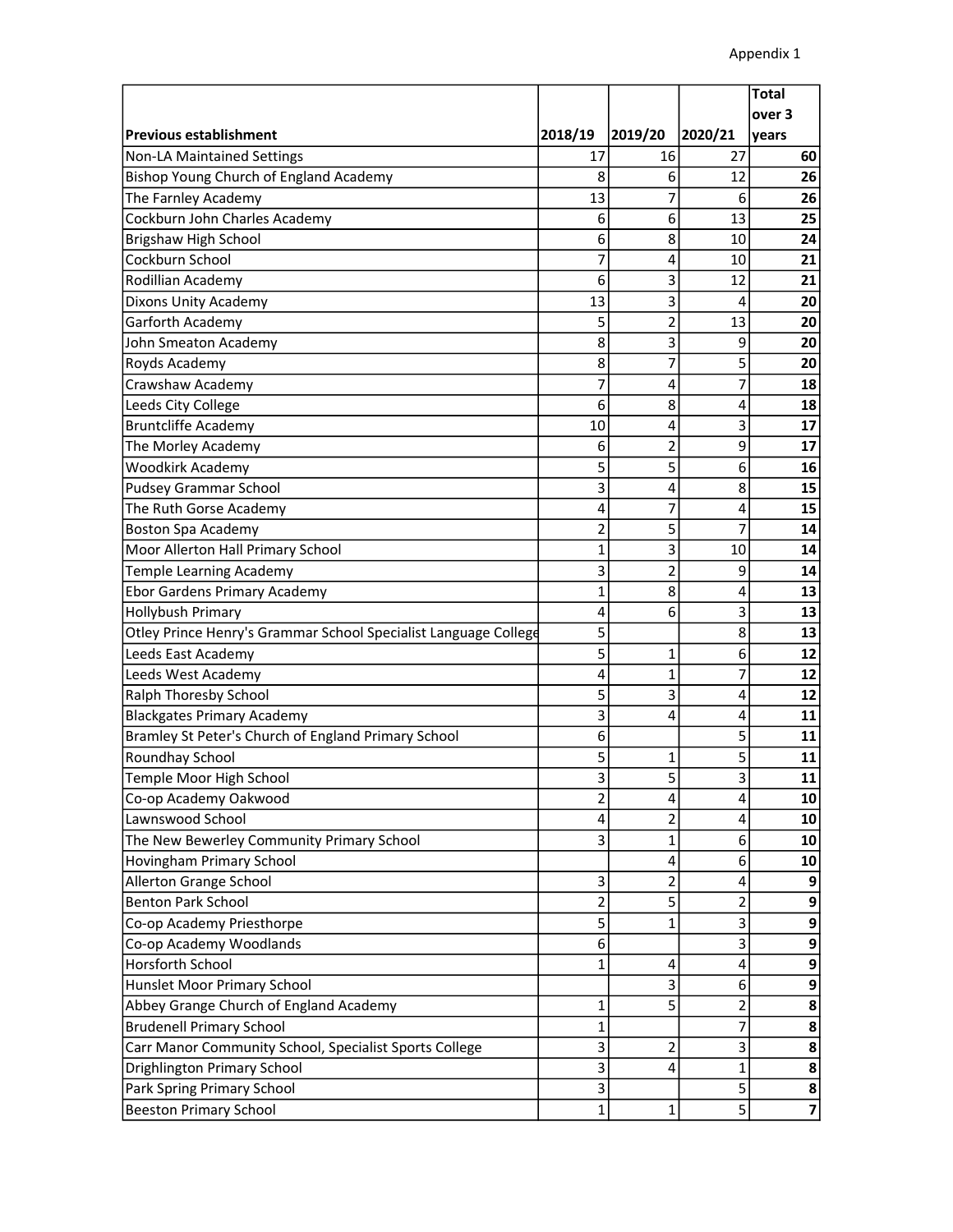Appendix 1

| Previous establishment | 2018/19 | 2019/20 | 2020/21 | Total over 3 years |
|---|---|---|---|---|
| Non-LA Maintained Settings | 17 | 16 | 27 | **60** |
| Bishop Young Church of England Academy | 8 | 6 | 12 | **26** |
| The Farnley Academy | 13 | 7 | 6 | **26** |
| Cockburn John Charles Academy | 6 | 6 | 13 | **25** |
| Brigshaw High School | 6 | 8 | 10 | **24** |
| Cockburn School | 7 | 4 | 10 | **21** |
| Rodillian Academy | 6 | 3 | 12 | **21** |
| Dixons Unity Academy | 13 | 3 | 4 | **20** |
| Garforth Academy | 5 | 2 | 13 | **20** |
| John Smeaton Academy | 8 | 3 | 9 | **20** |
| Royds Academy | 8 | 7 | 5 | **20** |
| Crawshaw Academy | 7 | 4 | 7 | **18** |
| Leeds City College | 6 | 8 | 4 | **18** |
| Bruntcliffe Academy | 10 | 4 | 3 | **17** |
| The Morley Academy | 6 | 2 | 9 | **17** |
| Woodkirk Academy | 5 | 5 | 6 | **16** |
| Pudsey Grammar School | 3 | 4 | 8 | **15** |
| The Ruth Gorse Academy | 4 | 7 | 4 | **15** |
| Boston Spa Academy | 2 | 5 | 7 | **14** |
| Moor Allerton Hall Primary School | 1 | 3 | 10 | **14** |
| Temple Learning Academy | 3 | 2 | 9 | **14** |
| Ebor Gardens Primary Academy | 1 | 8 | 4 | **13** |
| Hollybush Primary | 4 | 6 | 3 | **13** |
| Otley Prince Henry's Grammar School Specialist Language College | 5 | | 8 | **13** |
| Leeds East Academy | 5 | 1 | 6 | **12** |
| Leeds West Academy | 4 | 1 | 7 | **12** |
| Ralph Thoresby School | 5 | 3 | 4 | **12** |
| Blackgates Primary Academy | 3 | 4 | 4 | **11** |
| Bramley St Peter's Church of England Primary School | 6 | | 5 | **11** |
| Roundhay School | 5 | 1 | 5 | **11** |
| Temple Moor High School | 3 | 5 | 3 | **11** |
| Co-op Academy Oakwood | 2 | 4 | 4 | **10** |
| Lawnswood School | 4 | 2 | 4 | **10** |
| The New Bewerley Community Primary School | 3 | 1 | 6 | **10** |
| Hovingham Primary School | | 4 | 6 | **10** |
| Allerton Grange School | 3 | 2 | 4 | **9** |
| Benton Park School | 2 | 5 | 2 | **9** |
| Co-op Academy Priesthorpe | 5 | 1 | 3 | **9** |
| Co-op Academy Woodlands | 6 | | 3 | **9** |
| Horsforth School | 1 | 4 | 4 | **9** |
| Hunslet Moor Primary School | | 3 | 6 | **9** |
| Abbey Grange Church of England Academy | 1 | 5 | 2 | **8** |
| Brudenell Primary School | 1 | | 7 | **8** |
| Carr Manor Community School, Specialist Sports College | 3 | 2 | 3 | **8** |
| Drighlington Primary School | 3 | 4 | 1 | **8** |
| Park Spring Primary School | 3 | | 5 | **8** |
| Beeston Primary School | 1 | 1 | 5 | **7** |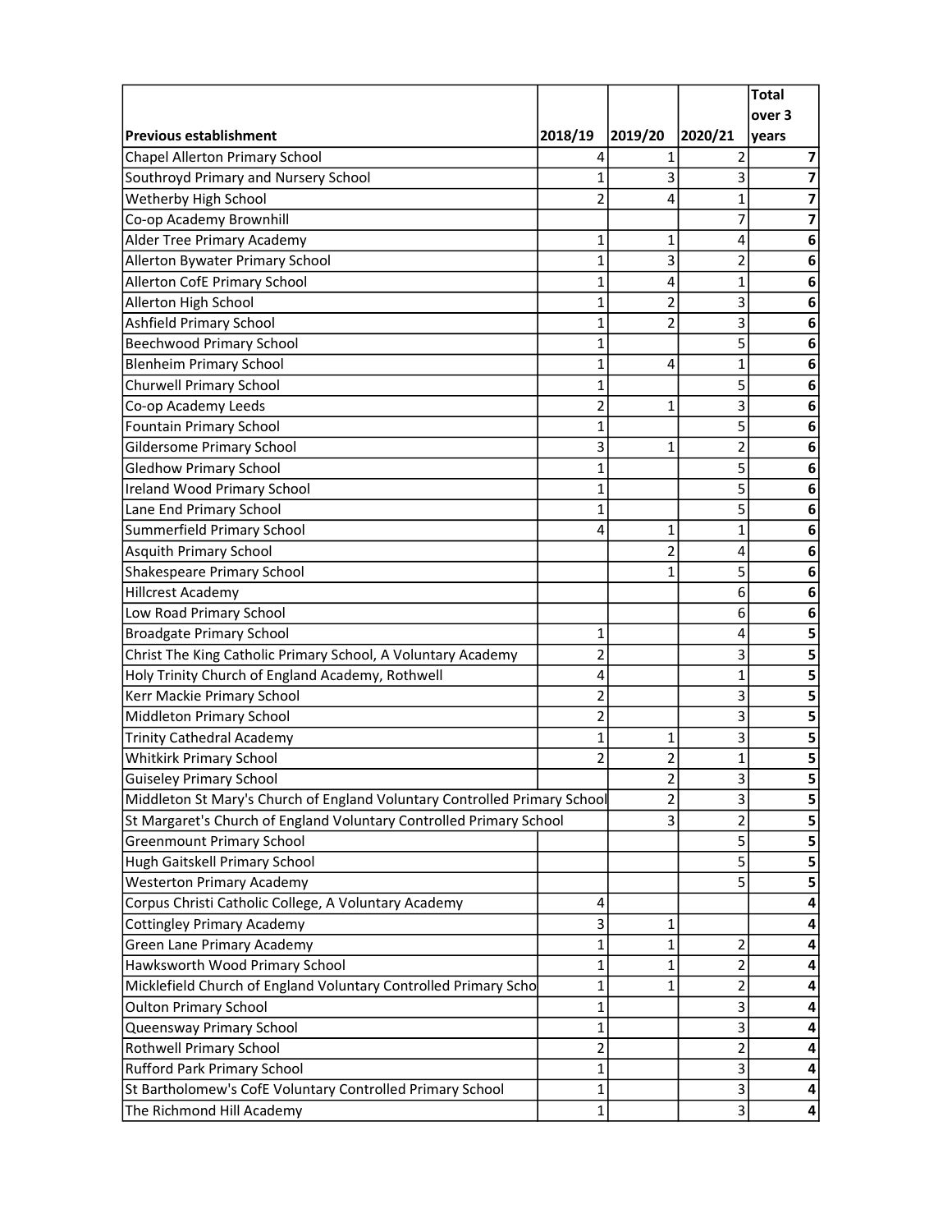| Previous establishment | 2018/19 | 2019/20 | 2020/21 | Total over 3 years |
|---|---|---|---|---|
| Chapel Allerton Primary School | 4 | 1 | 2 | **7** |
| Southroyd Primary and Nursery School | 1 | 3 | 3 | **7** |
| Wetherby High School | 2 | 4 | 1 | **7** |
| Co-op Academy Brownhill | | | 7 | **7** |
| Alder Tree Primary Academy | 1 | 1 | 4 | **6** |
| Allerton Bywater Primary School | 1 | 3 | 2 | **6** |
| Allerton CofE Primary School | 1 | 4 | 1 | **6** |
| Allerton High School | 1 | 2 | 3 | **6** |
| Ashfield Primary School | 1 | 2 | 3 | **6** |
| Beechwood Primary School | 1 | | 5 | **6** |
| Blenheim Primary School | 1 | 4 | 1 | **6** |
| Churwell Primary School | 1 | | 5 | **6** |
| Co-op Academy Leeds | 2 | 1 | 3 | **6** |
| Fountain Primary School | 1 | | 5 | **6** |
| Gildersome Primary School | 3 | 1 | 2 | **6** |
| Gledhow Primary School | 1 | | 5 | **6** |
| Ireland Wood Primary School | 1 | | 5 | **6** |
| Lane End Primary School | 1 | | 5 | **6** |
| Summerfield Primary School | 4 | 1 | 1 | **6** |
| Asquith Primary School | | 2 | 4 | **6** |
| Shakespeare Primary School | | 1 | 5 | **6** |
| Hillcrest Academy | | | 6 | **6** |
| Low Road Primary School | | | 6 | **6** |
| Broadgate Primary School | 1 | | 4 | **5** |
| Christ The King Catholic Primary School, A Voluntary Academy | 2 | | 3 | **5** |
| Holy Trinity Church of England Academy, Rothwell | 4 | | 1 | **5** |
| Kerr Mackie Primary School | 2 | | 3 | **5** |
| Middleton Primary School | 2 | | 3 | **5** |
| Trinity Cathedral Academy | 1 | 1 | 3 | **5** |
| Whitkirk Primary School | 2 | 2 | 1 | **5** |
| Guiseley Primary School | | 2 | 3 | **5** |
| Middleton St Mary's Church of England Voluntary Controlled Primary School | | 2 | 3 | **5** |
| St Margaret's Church of England Voluntary Controlled Primary School | | 3 | 2 | **5** |
| Greenmount Primary School | | | 5 | **5** |
| Hugh Gaitskell Primary School | | | 5 | **5** |
| Westerton Primary Academy | | | 5 | **5** |
| Corpus Christi Catholic College, A Voluntary Academy | 4 | | | **4** |
| Cottingley Primary Academy | 3 | 1 | | **4** |
| Green Lane Primary Academy | 1 | 1 | 2 | **4** |
| Hawksworth Wood Primary School | 1 | 1 | 2 | **4** |
| Micklefield Church of England Voluntary Controlled Primary Scho | 1 | 1 | 2 | **4** |
| Oulton Primary School | 1 | | 3 | **4** |
| Queensway Primary School | 1 | | 3 | **4** |
| Rothwell Primary School | 2 | | 2 | **4** |
| Rufford Park Primary School | 1 | | 3 | **4** |
| St Bartholomew's CofE Voluntary Controlled Primary School | 1 | | 3 | **4** |
| The Richmond Hill Academy | 1 | | 3 | **4** |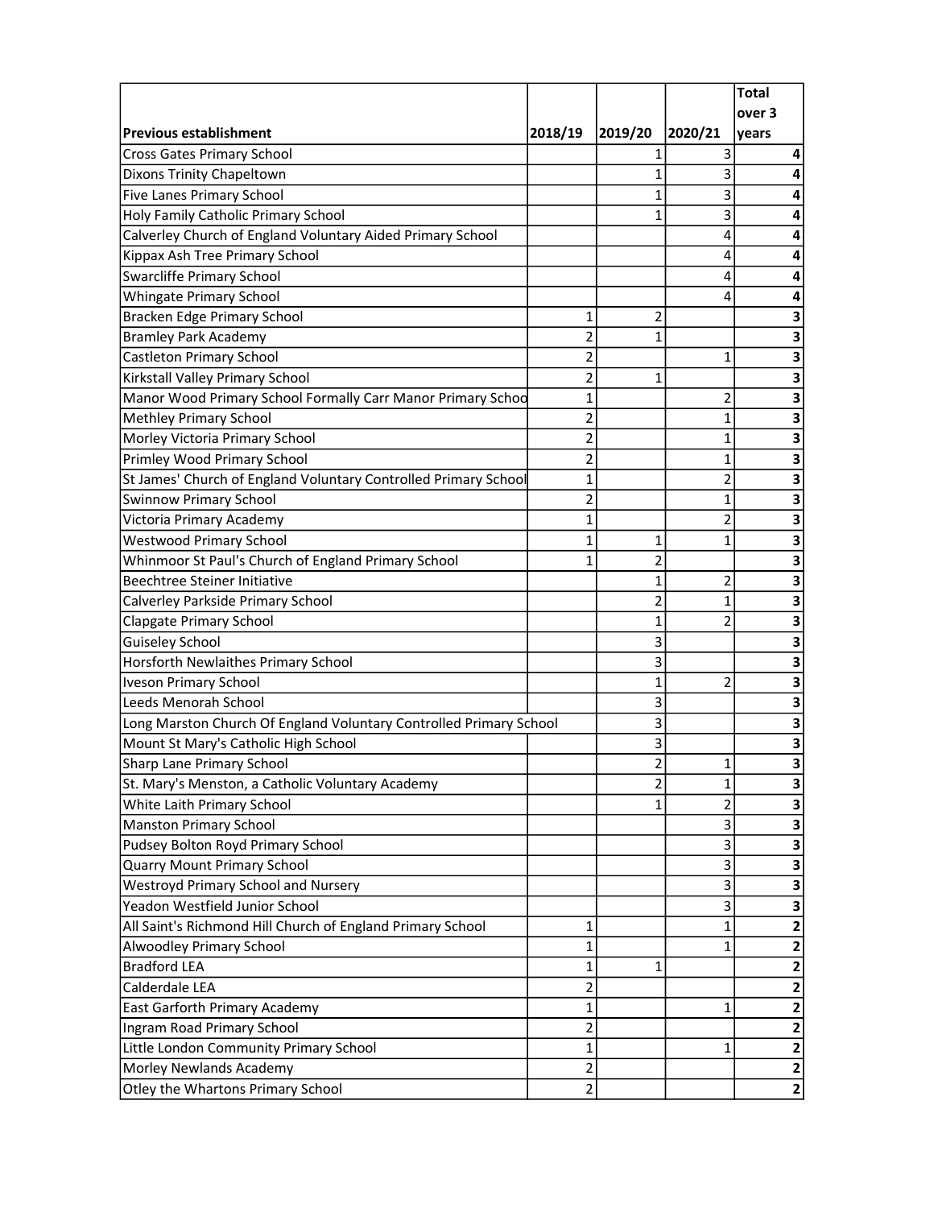| Previous establishment | 2018/19 | 2019/20 | 2020/21 | Total over 3 years |
|---|---|---|---|---|
| Cross Gates Primary School | | 1 | 3 | **4** |
| Dixons Trinity Chapeltown | | 1 | 3 | **4** |
| Five Lanes Primary School | | 1 | 3 | **4** |
| Holy Family Catholic Primary School | | 1 | 3 | **4** |
| Calverley Church of England Voluntary Aided Primary School | | | 4 | **4** |
| Kippax Ash Tree Primary School | | | 4 | **4** |
| Swarcliffe Primary School | | | 4 | **4** |
| Whingate Primary School | | | 4 | **4** |
| Bracken Edge Primary School | 1 | 2 | | **3** |
| Bramley Park Academy | 2 | 1 | | **3** |
| Castleton Primary School | 2 | | 1 | **3** |
| Kirkstall Valley Primary School | 2 | 1 | | **3** |
| Manor Wood Primary School Formally Carr Manor Primary Schoo | 1 | | 2 | **3** |
| Methley Primary School | 2 | | 1 | **3** |
| Morley Victoria Primary School | 2 | | 1 | **3** |
| Primley Wood Primary School | 2 | | 1 | **3** |
| St James' Church of England Voluntary Controlled Primary School | 1 | | 2 | **3** |
| Swinnow Primary School | 2 | | 1 | **3** |
| Victoria Primary Academy | 1 | | 2 | **3** |
| Westwood Primary School | 1 | 1 | 1 | **3** |
| Whinmoor St Paul's Church of England Primary School | 1 | 2 | | **3** |
| Beechtree Steiner Initiative | | 1 | 2 | **3** |
| Calverley Parkside Primary School | | 2 | 1 | **3** |
| Clapgate Primary School | | 1 | 2 | **3** |
| Guiseley School | | 3 | | **3** |
| Horsforth Newlaithes Primary School | | 3 | | **3** |
| Iveson Primary School | | 1 | 2 | **3** |
| Leeds Menorah School | | 3 | | **3** |
| Long Marston Church Of England Voluntary Controlled Primary School | | 3 | | **3** |
| Mount St Mary's Catholic High School | | 3 | | **3** |
| Sharp Lane Primary School | | 2 | 1 | **3** |
| St. Mary's Menston, a Catholic Voluntary Academy | | 2 | 1 | **3** |
| White Laith Primary School | | 1 | 2 | **3** |
| Manston Primary School | | | 3 | **3** |
| Pudsey Bolton Royd Primary School | | | 3 | **3** |
| Quarry Mount Primary School | | | 3 | **3** |
| Westroyd Primary School and Nursery | | | 3 | **3** |
| Yeadon Westfield Junior School | | | 3 | **3** |
| All Saint's Richmond Hill Church of England Primary School | 1 | | 1 | **2** |
| Alwoodley Primary School | 1 | | 1 | **2** |
| Bradford LEA | 1 | 1 | | **2** |
| Calderdale LEA | 2 | | | **2** |
| East Garforth Primary Academy | 1 | | 1 | **2** |
| Ingram Road Primary School | 2 | | | **2** |
| Little London Community Primary School | 1 | | 1 | **2** |
| Morley Newlands Academy | 2 | | | **2** |
| Otley the Whartons Primary School | 2 | | | **2** |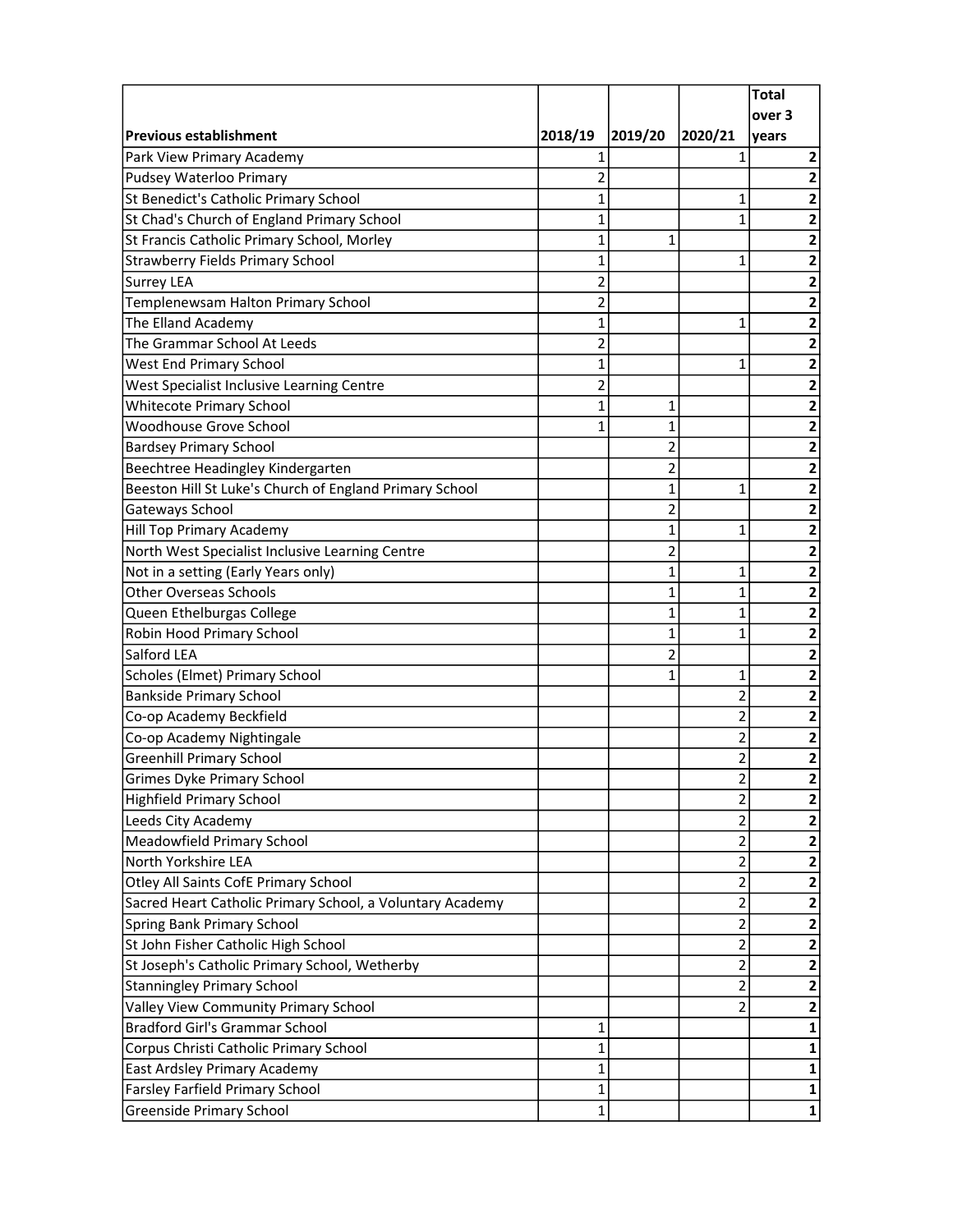| Previous establishment | 2018/19 | 2019/20 | 2020/21 | Total over 3 years |
|---|---|---|---|---|
| Park View Primary Academy | 1 | | 1 | **2** |
| Pudsey Waterloo Primary | 2 | | | **2** |
| St Benedict's Catholic Primary School | 1 | | 1 | **2** |
| St Chad's Church of England Primary School | 1 | | 1 | **2** |
| St Francis Catholic Primary School, Morley | 1 | 1 | | **2** |
| Strawberry Fields Primary School | 1 | | 1 | **2** |
| Surrey LEA | 2 | | | **2** |
| Templenewsam Halton Primary School | 2 | | | **2** |
| The Elland Academy | 1 | | 1 | **2** |
| The Grammar School At Leeds | 2 | | | **2** |
| West End Primary School | 1 | | 1 | **2** |
| West Specialist Inclusive Learning Centre | 2 | | | **2** |
| Whitecote Primary School | 1 | 1 | | **2** |
| Woodhouse Grove School | 1 | 1 | | **2** |
| Bardsey Primary School | | 2 | | **2** |
| Beechtree Headingley Kindergarten | | 2 | | **2** |
| Beeston Hill St Luke's Church of England Primary School | | 1 | 1 | **2** |
| Gateways School | | 2 | | **2** |
| Hill Top Primary Academy | | 1 | 1 | **2** |
| North West Specialist Inclusive Learning Centre | | 2 | | **2** |
| Not in a setting (Early Years only) | | 1 | 1 | **2** |
| Other Overseas Schools | | 1 | 1 | **2** |
| Queen Ethelburgas College | | 1 | 1 | **2** |
| Robin Hood Primary School | | 1 | 1 | **2** |
| Salford LEA | | 2 | | **2** |
| Scholes (Elmet) Primary School | | 1 | 1 | **2** |
| Bankside Primary School | | | 2 | **2** |
| Co-op Academy Beckfield | | | 2 | **2** |
| Co-op Academy Nightingale | | | 2 | **2** |
| Greenhill Primary School | | | 2 | **2** |
| Grimes Dyke Primary School | | | 2 | **2** |
| Highfield Primary School | | | 2 | **2** |
| Leeds City Academy | | | 2 | **2** |
| Meadowfield Primary School | | | 2 | **2** |
| North Yorkshire LEA | | | 2 | **2** |
| Otley All Saints CofE Primary School | | | 2 | **2** |
| Sacred Heart Catholic Primary School, a Voluntary Academy | | | 2 | **2** |
| Spring Bank Primary School | | | 2 | **2** |
| St John Fisher Catholic High School | | | 2 | **2** |
| St Joseph's Catholic Primary School, Wetherby | | | 2 | **2** |
| Stanningley Primary School | | | 2 | **2** |
| Valley View Community Primary School | | | 2 | **2** |
| Bradford Girl's Grammar School | 1 | | | **1** |
| Corpus Christi Catholic Primary School | 1 | | | **1** |
| East Ardsley Primary Academy | 1 | | | **1** |
| Farsley Farfield Primary School | 1 | | | **1** |
| Greenside Primary School | 1 | | | **1** |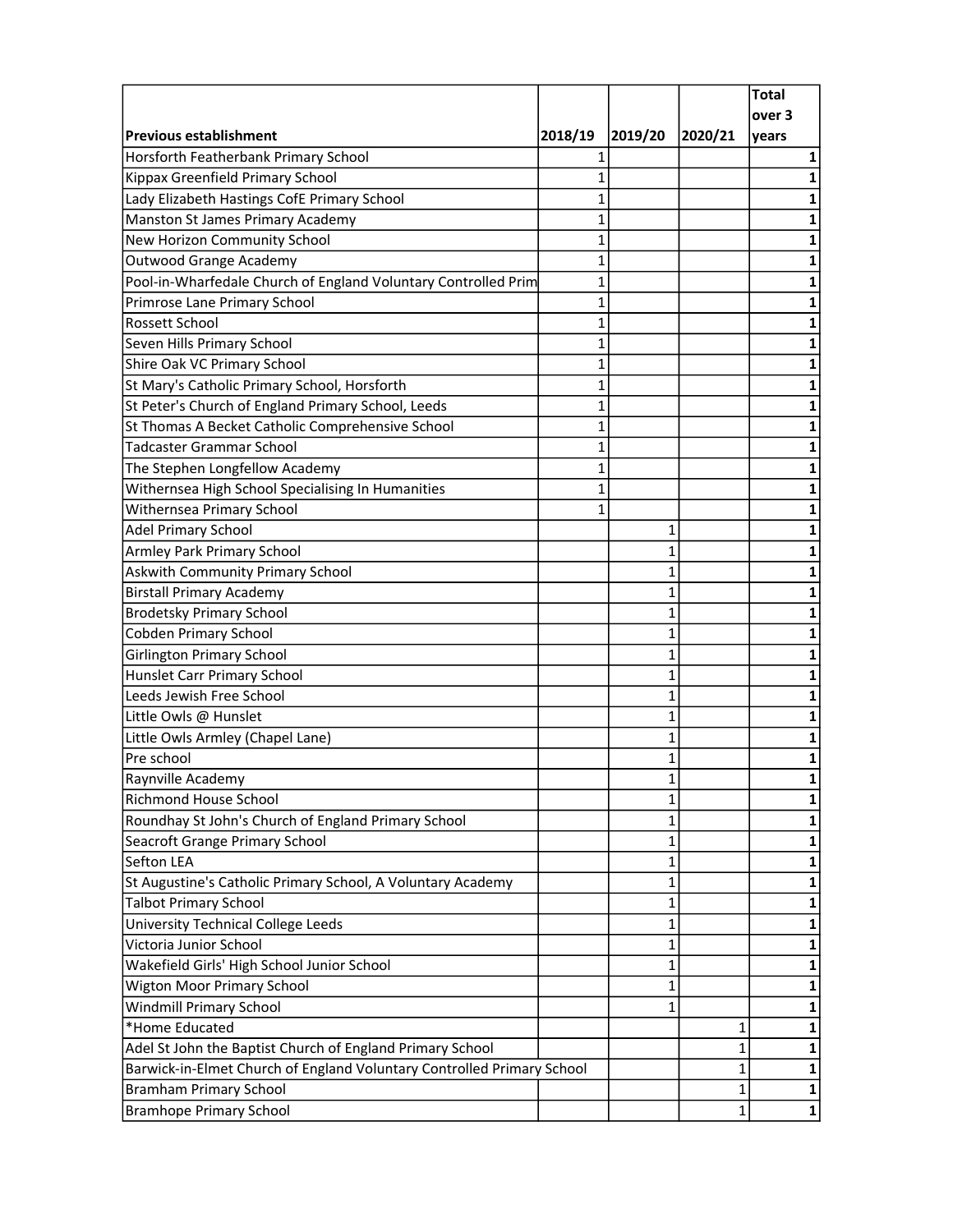| Previous establishment | 2018/19 | 2019/20 | 2020/21 | Total over 3 years |
|---|---|---|---|---|
| Horsforth Featherbank Primary School | 1 | | | **1** |
| Kippax Greenfield Primary School | 1 | | | **1** |
| Lady Elizabeth Hastings CofE Primary School | 1 | | | **1** |
| Manston St James Primary Academy | 1 | | | **1** |
| New Horizon Community School | 1 | | | **1** |
| Outwood Grange Academy | 1 | | | **1** |
| Pool-in-Wharfedale Church of England Voluntary Controlled Prim | 1 | | | **1** |
| Primrose Lane Primary School | 1 | | | **1** |
| Rossett School | 1 | | | **1** |
| Seven Hills Primary School | 1 | | | **1** |
| Shire Oak VC Primary School | 1 | | | **1** |
| St Mary's Catholic Primary School, Horsforth | 1 | | | **1** |
| St Peter's Church of England Primary School, Leeds | 1 | | | **1** |
| St Thomas A Becket Catholic Comprehensive School | 1 | | | **1** |
| Tadcaster Grammar School | 1 | | | **1** |
| The Stephen Longfellow Academy | 1 | | | **1** |
| Withernsea High School Specialising In Humanities | 1 | | | **1** |
| Withernsea Primary School | 1 | | | **1** |
| Adel Primary School | | 1 | | **1** |
| Armley Park Primary School | | 1 | | **1** |
| Askwith Community Primary School | | 1 | | **1** |
| Birstall Primary Academy | | 1 | | **1** |
| Brodetsky Primary School | | 1 | | **1** |
| Cobden Primary School | | 1 | | **1** |
| Girlington Primary School | | 1 | | **1** |
| Hunslet Carr Primary School | | 1 | | **1** |
| Leeds Jewish Free School | | 1 | | **1** |
| Little Owls @ Hunslet | | 1 | | **1** |
| Little Owls Armley (Chapel Lane) | | 1 | | **1** |
| Pre school | | 1 | | **1** |
| Raynville Academy | | 1 | | **1** |
| Richmond House School | | 1 | | **1** |
| Roundhay St John's Church of England Primary School | | 1 | | **1** |
| Seacroft Grange Primary School | | 1 | | **1** |
| Sefton LEA | | 1 | | **1** |
| St Augustine's Catholic Primary School, A Voluntary Academy | | 1 | | **1** |
| Talbot Primary School | | 1 | | **1** |
| University Technical College Leeds | | 1 | | **1** |
| Victoria Junior School | | 1 | | **1** |
| Wakefield Girls' High School Junior School | | 1 | | **1** |
| Wigton Moor Primary School | | 1 | | **1** |
| Windmill Primary School | | 1 | | **1** |
| *Home Educated | | | 1 | **1** |
| Adel St John the Baptist Church of England Primary School | | | 1 | **1** |
| Barwick-in-Elmet Church of England Voluntary Controlled Primary School | | | 1 | **1** |
| Bramham Primary School | | | 1 | **1** |
| Bramhope Primary School | | | 1 | **1** |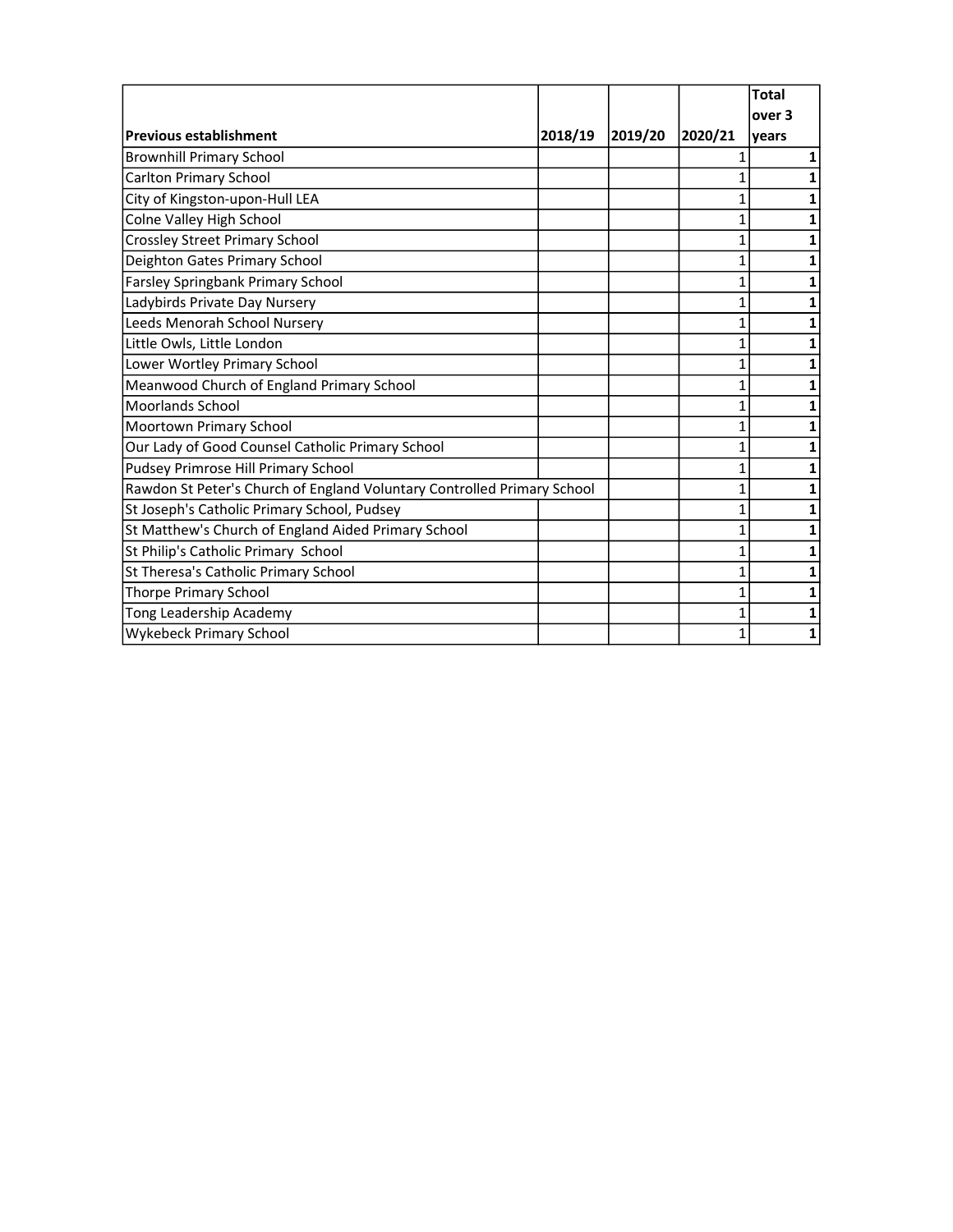| Previous establishment | 2018/19 | 2019/20 | 2020/21 | Total over 3 years |
|---|---|---|---|---|
| Brownhill Primary School | | | 1 | **1** |
| Carlton Primary School | | | 1 | **1** |
| City of Kingston-upon-Hull LEA | | | 1 | **1** |
| Colne Valley High School | | | 1 | **1** |
| Crossley Street Primary School | | | 1 | **1** |
| Deighton Gates Primary School | | | 1 | **1** |
| Farsley Springbank Primary School | | | 1 | **1** |
| Ladybirds Private Day Nursery | | | 1 | **1** |
| Leeds Menorah School Nursery | | | 1 | **1** |
| Little Owls, Little London | | | 1 | **1** |
| Lower Wortley Primary School | | | 1 | **1** |
| Meanwood Church of England Primary School | | | 1 | **1** |
| Moorlands School | | | 1 | **1** |
| Moortown Primary School | | | 1 | **1** |
| Our Lady of Good Counsel Catholic Primary School | | | 1 | **1** |
| Pudsey Primrose Hill Primary School | | | 1 | **1** |
| Rawdon St Peter's Church of England Voluntary Controlled Primary School | | | 1 | **1** |
| St Joseph's Catholic Primary School, Pudsey | | | 1 | **1** |
| St Matthew's Church of England Aided Primary School | | | 1 | **1** |
| St Philip's Catholic Primary School | | | 1 | **1** |
| St Theresa's Catholic Primary School | | | 1 | **1** |
| Thorpe Primary School | | | 1 | **1** |
| Tong Leadership Academy | | | 1 | **1** |
| Wykebeck Primary School | | | 1 | **1** |